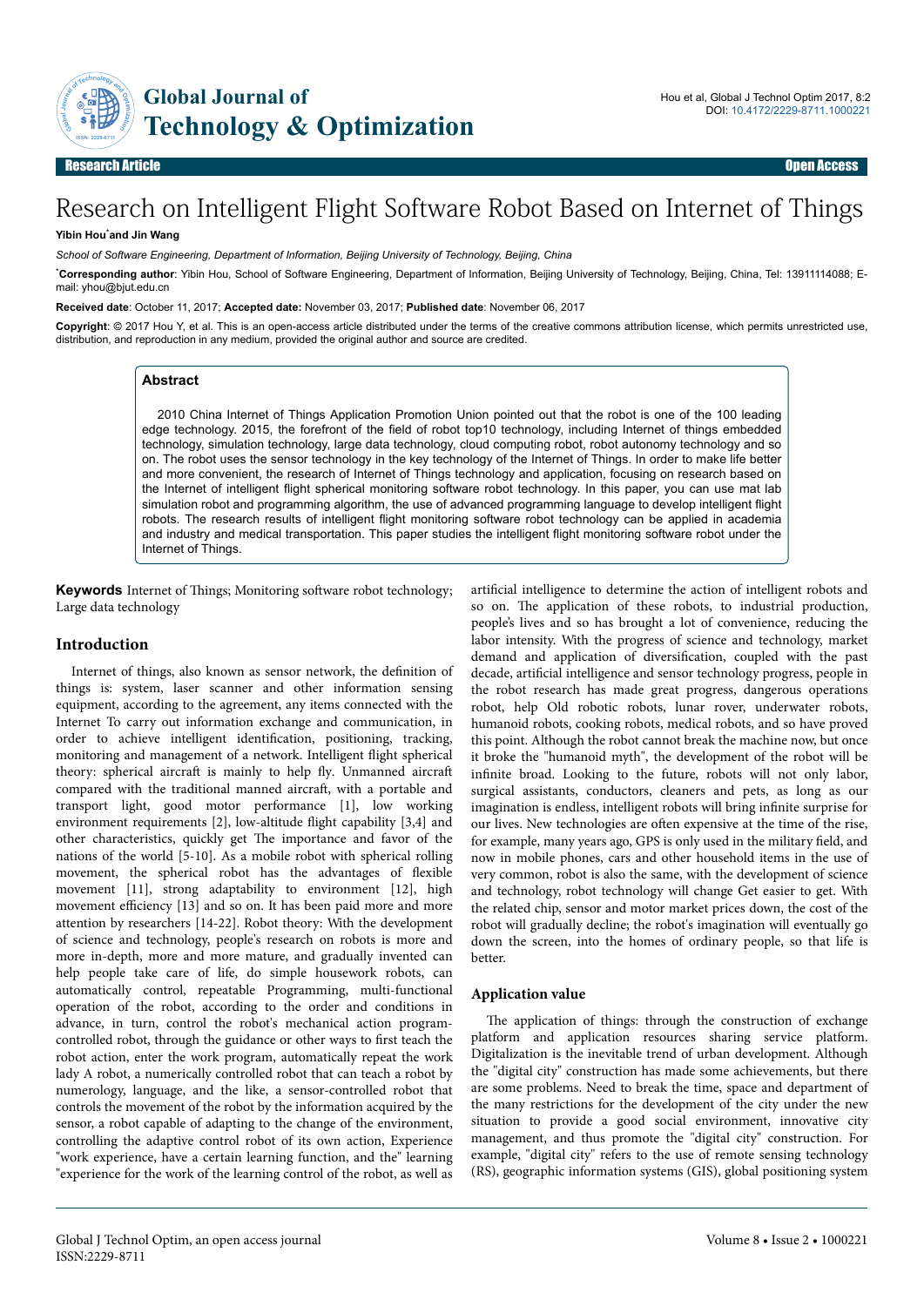Research Article | Open Access

# Research on Intelligent Flight Software Robot Based on Internet of Things

**Yibin Hou*and Jin Wang**

*School of Software Engineering, Department of Information, Beijing University of Technology, Beijing, China*

***Corresponding author**: Yibin Hou, School of Software Engineering, Department of Information, Beijing University of Technology, Beijing, China, Tel: 13911114088; E-mail: yhou@bjut.edu.cn

**Received date**: October 11, 2017; **Accepted date:** November 03, 2017; **Published date**: November 06, 2017

**Copyright**: © 2017 Hou Y, et al. This is an open-access article distributed under the terms of the creative commons attribution license, which permits unrestricted use, distribution, and reproduction in any medium, provided the original author and source are credited.

## Abstract

2010 China Internet of Things Application Promotion Union pointed out that the robot is one of the 100 leading edge technology. 2015, the forefront of the field of robot top10 technology, including Internet of things embedded technology, simulation technology, large data technology, cloud computing robot, robot autonomy technology and so on. The robot uses the sensor technology in the key technology of the Internet of Things. In order to make life better and more convenient, the research of Internet of Things technology and application, focusing on research based on the Internet of intelligent flight spherical monitoring software robot technology. In this paper, you can use mat lab simulation robot and programming algorithm, the use of advanced programming language to develop intelligent flight robots. The research results of intelligent flight monitoring software robot technology can be applied in academia and industry and medical transportation. This paper studies the intelligent flight monitoring software robot under the Internet of Things.

**Keywords** Internet of Things; Monitoring software robot technology; Large data technology

## Introduction

Internet of things, also known as sensor network, the definition of things is: system, laser scanner and other information sensing equipment, according to the agreement, any items connected with the Internet To carry out information exchange and communication, in order to achieve intelligent identification, positioning, tracking, monitoring and management of a network. Intelligent flight spherical theory: spherical aircraft is mainly to help fly. Unmanned aircraft compared with the traditional manned aircraft, with a portable and transport light, good motor performance [1], low working environment requirements [2], low-altitude flight capability [3,4] and other characteristics, quickly get The importance and favor of the nations of the world [5-10]. As a mobile robot with spherical rolling movement, the spherical robot has the advantages of flexible movement [11], strong adaptability to environment [12], high movement efficiency [13] and so on. It has been paid more and more attention by researchers [14-22]. Robot theory: With the development of science and technology, people's research on robots is more and more in-depth, more and more mature, and gradually invented can help people take care of life, do simple housework robots, can automatically control, repeatable Programming, multi-functional operation of the robot, according to the order and conditions in advance, in turn, control the robot's mechanical action program-controlled robot, through the guidance or other ways to first teach the robot action, enter the work program, automatically repeat the work lady A robot, a numerically controlled robot that can teach a robot by numerology, language, and the like, a sensor-controlled robot that controls the movement of the robot by the information acquired by the sensor, a robot capable of adapting to the change of the environment, controlling the adaptive control robot of its own action, Experience "work experience, have a certain learning function, and the" learning "experience for the work of the learning control of the robot, as well as artificial intelligence to determine the action of intelligent robots and so on. The application of these robots, to industrial production, people's lives and so has brought a lot of convenience, reducing the labor intensity. With the progress of science and technology, market demand and application of diversification, coupled with the past decade, artificial intelligence and sensor technology progress, people in the robot research has made great progress, dangerous operations robot, help Old robotic robots, lunar rover, underwater robots, humanoid robots, cooking robots, medical robots, and so have proved this point. Although the robot cannot break the machine now, but once it broke the "humanoid myth", the development of the robot will be infinite broad. Looking to the future, robots will not only labor, surgical assistants, conductors, cleaners and pets, as long as our imagination is endless, intelligent robots will bring infinite surprise for our lives. New technologies are often expensive at the time of the rise, for example, many years ago, GPS is only used in the military field, and now in mobile phones, cars and other household items in the use of very common, robot is also the same, with the development of science and technology, robot technology will change Get easier to get. With the related chip, sensor and motor market prices down, the cost of the robot will gradually decline; the robot's imagination will eventually go down the screen, into the homes of ordinary people, so that life is better.

### Application value

The application of things: through the construction of exchange platform and application resources sharing service platform. Digitalization is the inevitable trend of urban development. Although the "digital city" construction has made some achievements, but there are some problems. Need to break the time, space and department of the many restrictions for the development of the city under the new situation to provide a good social environment, innovative city management, and thus promote the "digital city" construction. For example, "digital city" refers to the use of remote sensing technology (RS), geographic information systems (GIS), global positioning system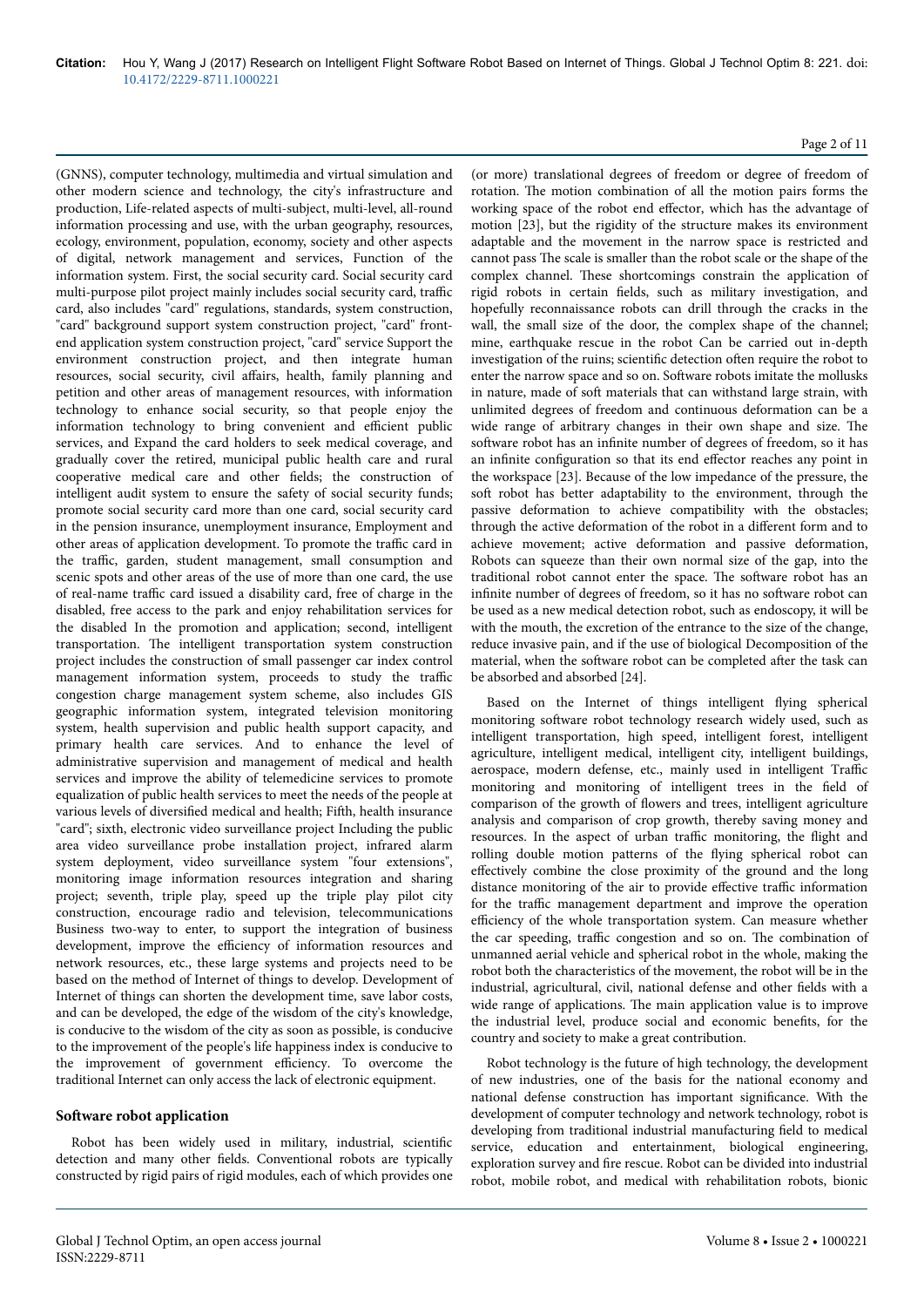(GNNS), computer technology, multimedia and virtual simulation and other modern science and technology, the city's infrastructure and production, Life-related aspects of multi-subject, multi-level, all-round information processing and use, with the urban geography, resources, ecology, environment, population, economy, society and other aspects of digital, network management and services, Function of the information system. First, the social security card. Social security card multi-purpose pilot project mainly includes social security card, traffic card, also includes "card" regulations, standards, system construction, "card" background support system construction project, "card" front-end application system construction project, "card" service Support the environment construction project, and then integrate human resources, social security, civil affairs, health, family planning and petition and other areas of management resources, with information technology to enhance social security, so that people enjoy the information technology to bring convenient and efficient public services, and Expand the card holders to seek medical coverage, and gradually cover the retired, municipal public health care and rural cooperative medical care and other fields; the construction of intelligent audit system to ensure the safety of social security funds; promote social security card more than one card, social security card in the pension insurance, unemployment insurance, Employment and other areas of application development. To promote the traffic card in the traffic, garden, student management, small consumption and scenic spots and other areas of the use of more than one card, the use of real-name traffic card issued a disability card, free of charge in the disabled, free access to the park and enjoy rehabilitation services for the disabled In the promotion and application; second, intelligent transportation. The intelligent transportation system construction project includes the construction of small passenger car index control management information system, proceeds to study the traffic congestion charge management system scheme, also includes GIS geographic information system, integrated television monitoring system, health supervision and public health support capacity, and primary health care services. And to enhance the level of administrative supervision and management of medical and health services and improve the ability of telemedicine services to promote equalization of public health services to meet the needs of the people at various levels of diversified medical and health; Fifth, health insurance "card"; sixth, electronic video surveillance project Including the public area video surveillance probe installation project, infrared alarm system deployment, video surveillance system "four extensions", monitoring image information resources integration and sharing project; seventh, triple play, speed up the triple play pilot city construction, encourage radio and television, telecommunications Business two-way to enter, to support the integration of business development, improve the efficiency of information resources and network resources, etc., these large systems and projects need to be based on the method of Internet of things to develop. Development of Internet of things can shorten the development time, save labor costs, and can be developed, the edge of the wisdom of the city's knowledge, is conducive to the wisdom of the city as soon as possible, is conducive to the improvement of the people's life happiness index is conducive to the improvement of government efficiency. To overcome the traditional Internet can only access the lack of electronic equipment.

## Software robot application

Robot has been widely used in military, industrial, scientific detection and many other fields. Conventional robots are typically constructed by rigid pairs of rigid modules, each of which provides one (or more) translational degrees of freedom or degree of freedom of rotation. The motion combination of all the motion pairs forms the working space of the robot end effector, which has the advantage of motion [23], but the rigidity of the structure makes its environment adaptable and the movement in the narrow space is restricted and cannot pass The scale is smaller than the robot scale or the shape of the complex channel. These shortcomings constrain the application of rigid robots in certain fields, such as military investigation, and hopefully reconnaissance robots can drill through the cracks in the wall, the small size of the door, the complex shape of the channel; mine, earthquake rescue in the robot Can be carried out in-depth investigation of the ruins; scientific detection often require the robot to enter the narrow space and so on. Software robots imitate the mollusks in nature, made of soft materials that can withstand large strain, with unlimited degrees of freedom and continuous deformation can be a wide range of arbitrary changes in their own shape and size. The software robot has an infinite number of degrees of freedom, so it has an infinite configuration so that its end effector reaches any point in the workspace [23]. Because of the low impedance of the pressure, the soft robot has better adaptability to the environment, through the passive deformation to achieve compatibility with the obstacles; through the active deformation of the robot in a different form and to achieve movement; active deformation and passive deformation, Robots can squeeze than their own normal size of the gap, into the traditional robot cannot enter the space. The software robot has an infinite number of degrees of freedom, so it has no software robot can be used as a new medical detection robot, such as endoscopy, it will be with the mouth, the excretion of the entrance to the size of the change, reduce invasive pain, and if the use of biological Decomposition of the material, when the software robot can be completed after the task can be absorbed and absorbed [24].

Based on the Internet of things intelligent flying spherical monitoring software robot technology research widely used, such as intelligent transportation, high speed, intelligent forest, intelligent agriculture, intelligent medical, intelligent city, intelligent buildings, aerospace, modern defense, etc., mainly used in intelligent Traffic monitoring and monitoring of intelligent trees in the field of comparison of the growth of flowers and trees, intelligent agriculture analysis and comparison of crop growth, thereby saving money and resources. In the aspect of urban traffic monitoring, the flight and rolling double motion patterns of the flying spherical robot can effectively combine the close proximity of the ground and the long distance monitoring of the air to provide effective traffic information for the traffic management department and improve the operation efficiency of the whole transportation system. Can measure whether the car speeding, traffic congestion and so on. The combination of unmanned aerial vehicle and spherical robot in the whole, making the robot both the characteristics of the movement, the robot will be in the industrial, agricultural, civil, national defense and other fields with a wide range of applications. The main application value is to improve the industrial level, produce social and economic benefits, for the country and society to make a great contribution.

Robot technology is the future of high technology, the development of new industries, one of the basis for the national economy and national defense construction has important significance. With the development of computer technology and network technology, robot is developing from traditional industrial manufacturing field to medical service, education and entertainment, biological engineering, exploration survey and fire rescue. Robot can be divided into industrial robot, mobile robot, and medical with rehabilitation robots, bionic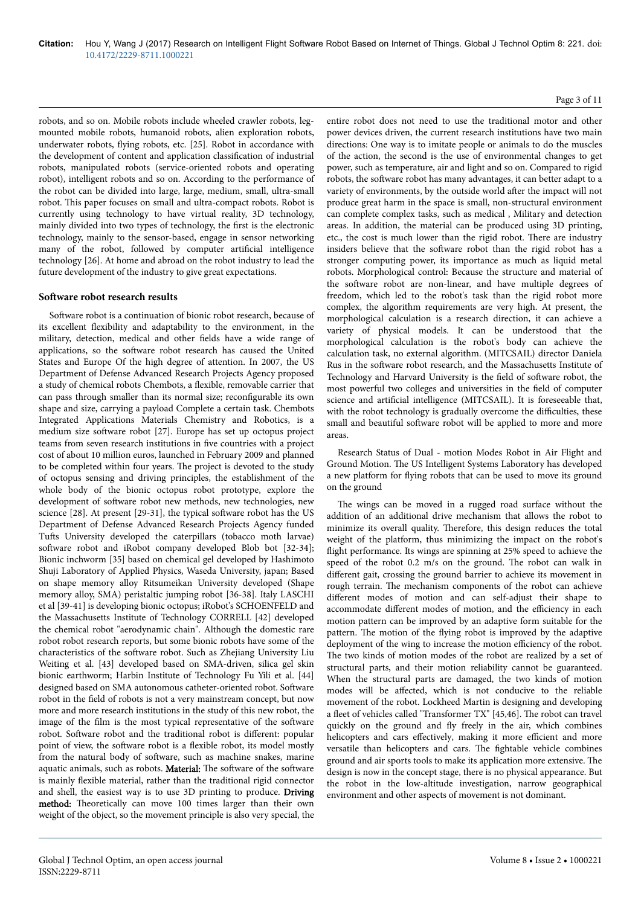robots, and so on. Mobile robots include wheeled crawler robots, leg-mounted mobile robots, humanoid robots, alien exploration robots, underwater robots, flying robots, etc. [25]. Robot in accordance with the development of content and application classification of industrial robots, manipulated robots (service-oriented robots and operating robot), intelligent robots and so on. According to the performance of the robot can be divided into large, large, medium, small, ultra-small robot. This paper focuses on small and ultra-compact robots. Robot is currently using technology to have virtual reality, 3D technology, mainly divided into two types of technology, the first is the electronic technology, mainly to the sensor-based, engage in sensor networking many of the robot, followed by computer artificial intelligence technology [26]. At home and abroad on the robot industry to lead the future development of the industry to give great expectations.

### Software robot research results

Software robot is a continuation of bionic robot research, because of its excellent flexibility and adaptability to the environment, in the military, detection, medical and other fields have a wide range of applications, so the software robot research has caused the United States and Europe Of the high degree of attention. In 2007, the US Department of Defense Advanced Research Projects Agency proposed a study of chemical robots Chembots, a flexible, removable carrier that can pass through smaller than its normal size; reconfigurable its own shape and size, carrying a payload Complete a certain task. Chembots Integrated Applications Materials Chemistry and Robotics, is a medium size software robot [27]. Europe has set up octopus project teams from seven research institutions in five countries with a project cost of about 10 million euros, launched in February 2009 and planned to be completed within four years. The project is devoted to the study of octopus sensing and driving principles, the establishment of the whole body of the bionic octopus robot prototype, explore the development of software robot new methods, new technologies, new science [28]. At present [29-31], the typical software robot has the US Department of Defense Advanced Research Projects Agency funded Tufts University developed the caterpillars (tobacco moth larvae) software robot and iRobot company developed Blob bot [32-34]; Bionic inchworm [35] based on chemical gel developed by Hashimoto Shuji Laboratory of Applied Physics, Waseda University, japan; Based on shape memory alloy Ritsumeikan University developed (Shape memory alloy, SMA) peristaltic jumping robot [36-38]. Italy LASCHI et al [39-41] is developing bionic octopus; iRobot's SCHOENFELD and the Massachusetts Institute of Technology CORRELL [42] developed the chemical robot "aerodynamic chain". Although the domestic rare robot robot research reports, but some bionic robots have some of the characteristics of the software robot. Such as Zhejiang University Liu Weiting et al. [43] developed based on SMA-driven, silica gel skin bionic earthworm; Harbin Institute of Technology Fu Yili et al. [44] designed based on SMA autonomous catheter-oriented robot. Software robot in the field of robots is not a very mainstream concept, but now more and more research institutions in the study of this new robot, the image of the film is the most typical representative of the software robot. Software robot and the traditional robot is different: popular point of view, the software robot is a flexible robot, its model mostly from the natural body of software, such as machine snakes, marine aquatic animals, such as robots. **Material:** The software of the software is mainly flexible material, rather than the traditional rigid connector and shell, the easiest way is to use 3D printing to produce. **Driving method:** Theoretically can move 100 times larger than their own weight of the object, so the movement principle is also very special, the entire robot does not need to use the traditional motor and other power devices driven, the current research institutions have two main directions: One way is to imitate people or animals to do the muscles of the action, the second is the use of environmental changes to get power, such as temperature, air and light and so on. Compared to rigid robots, the software robot has many advantages, it can better adapt to a variety of environments, by the outside world after the impact will not produce great harm in the space is small, non-structural environment can complete complex tasks, such as medical , Military and detection areas. In addition, the material can be produced using 3D printing, etc., the cost is much lower than the rigid robot. There are industry insiders believe that the software robot than the rigid robot has a stronger computing power, its importance as much as liquid metal robots. Morphological control: Because the structure and material of the software robot are non-linear, and have multiple degrees of freedom, which led to the robot's task than the rigid robot more complex, the algorithm requirements are very high. At present, the morphological calculation is a research direction, it can achieve a variety of physical models. It can be understood that the morphological calculation is the robot's body can achieve the calculation task, no external algorithm. (MITCSAIL) director Daniela Rus in the software robot research, and the Massachusetts Institute of Technology and Harvard University is the field of software robot, the most powerful two colleges and universities in the field of computer science and artificial intelligence (MITCSAIL). It is foreseeable that, with the robot technology is gradually overcome the difficulties, these small and beautiful software robot will be applied to more and more areas.

Research Status of Dual - motion Modes Robot in Air Flight and Ground Motion. The US Intelligent Systems Laboratory has developed a new platform for flying robots that can be used to move its ground on the ground

The wings can be moved in a rugged road surface without the addition of an additional drive mechanism that allows the robot to minimize its overall quality. Therefore, this design reduces the total weight of the platform, thus minimizing the impact on the robot's flight performance. Its wings are spinning at 25% speed to achieve the speed of the robot 0.2 m/s on the ground. The robot can walk in different gait, crossing the ground barrier to achieve its movement in rough terrain. The mechanism components of the robot can achieve different modes of motion and can self-adjust their shape to accommodate different modes of motion, and the efficiency in each motion pattern can be improved by an adaptive form suitable for the pattern. The motion of the flying robot is improved by the adaptive deployment of the wing to increase the motion efficiency of the robot. The two kinds of motion modes of the robot are realized by a set of structural parts, and their motion reliability cannot be guaranteed. When the structural parts are damaged, the two kinds of motion modes will be affected, which is not conducive to the reliable movement of the robot. Lockheed Martin is designing and developing a fleet of vehicles called "Transformer TX" [45,46]. The robot can travel quickly on the ground and fly freely in the air, which combines helicopters and cars effectively, making it more efficient and more versatile than helicopters and cars. The fightable vehicle combines ground and air sports tools to make its application more extensive. The design is now in the concept stage, there is no physical appearance. But the robot in the low-altitude investigation, narrow geographical environment and other aspects of movement is not dominant.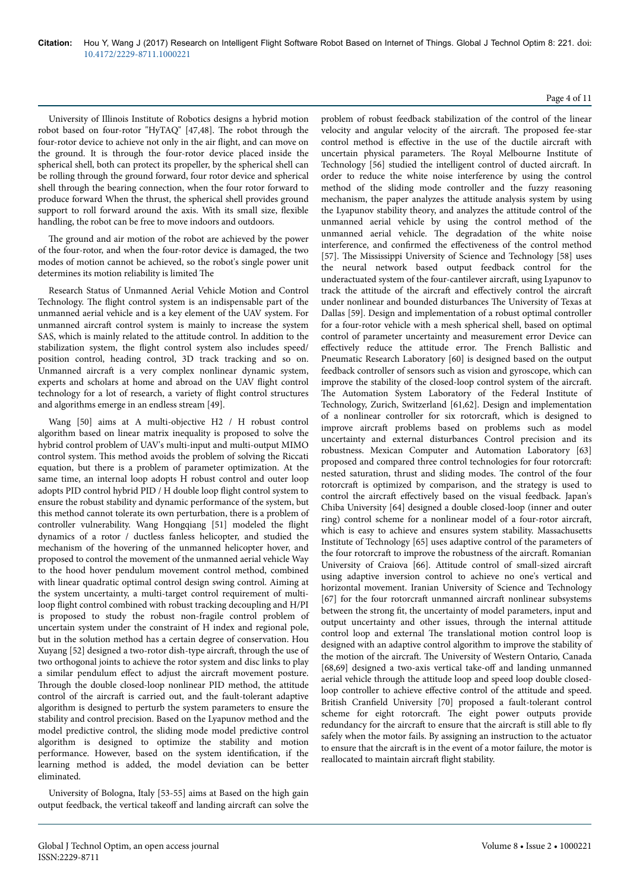University of Illinois Institute of Robotics designs a hybrid motion robot based on four-rotor "HyTAQ" [47,48]. The robot through the four-rotor device to achieve not only in the air flight, and can move on the ground. It is through the four-rotor device placed inside the spherical shell, both can protect its propeller, by the spherical shell can be rolling through the ground forward, four rotor device and spherical shell through the bearing connection, when the four rotor forward to produce forward When the thrust, the spherical shell provides ground support to roll forward around the axis. With its small size, flexible handling, the robot can be free to move indoors and outdoors.

The ground and air motion of the robot are achieved by the power of the four-rotor, and when the four-rotor device is damaged, the two modes of motion cannot be achieved, so the robot's single power unit determines its motion reliability is limited The

Research Status of Unmanned Aerial Vehicle Motion and Control Technology. The flight control system is an indispensable part of the unmanned aerial vehicle and is a key element of the UAV system. For unmanned aircraft control system is mainly to increase the system SAS, which is mainly related to the attitude control. In addition to the stabilization system, the flight control system also includes speed/ position control, heading control, 3D track tracking and so on. Unmanned aircraft is a very complex nonlinear dynamic system, experts and scholars at home and abroad on the UAV flight control technology for a lot of research, a variety of flight control structures and algorithms emerge in an endless stream [49].

Wang [50] aims at A multi-objective H2 / H robust control algorithm based on linear matrix inequality is proposed to solve the hybrid control problem of UAV's multi-input and multi-output MIMO control system. This method avoids the problem of solving the Riccati equation, but there is a problem of parameter optimization. At the same time, an internal loop adopts H robust control and outer loop adopts PID control hybrid PID / H double loop flight control system to ensure the robust stability and dynamic performance of the system, but this method cannot tolerate its own perturbation, there is a problem of controller vulnerability. Wang Hongqiang [51] modeled the flight dynamics of a rotor / ductless fanless helicopter, and studied the mechanism of the hovering of the unmanned helicopter hover, and proposed to control the movement of the unmanned aerial vehicle Way to the hood hover pendulum movement control method, combined with linear quadratic optimal control design swing control. Aiming at the system uncertainty, a multi-target control requirement of multi-loop flight control combined with robust tracking decoupling and H/PI is proposed to study the robust non-fragile control problem of uncertain system under the constraint of H index and regional pole, but in the solution method has a certain degree of conservation. Hou Xuyang [52] designed a two-rotor dish-type aircraft, through the use of two orthogonal joints to achieve the rotor system and disc links to play a similar pendulum effect to adjust the aircraft movement posture. Through the double closed-loop nonlinear PID method, the attitude control of the aircraft is carried out, and the fault-tolerant adaptive algorithm is designed to perturb the system parameters to ensure the stability and control precision. Based on the Lyapunov method and the model predictive control, the sliding mode model predictive control algorithm is designed to optimize the stability and motion performance. However, based on the system identification, if the learning method is added, the model deviation can be better eliminated.

University of Bologna, Italy [53-55] aims at Based on the high gain output feedback, the vertical takeoff and landing aircraft can solve the problem of robust feedback stabilization of the control of the linear velocity and angular velocity of the aircraft. The proposed fee-star control method is effective in the use of the ductile aircraft with uncertain physical parameters. The Royal Melbourne Institute of Technology [56] studied the intelligent control of ducted aircraft. In order to reduce the white noise interference by using the control method of the sliding mode controller and the fuzzy reasoning mechanism, the paper analyzes the attitude analysis system by using the Lyapunov stability theory, and analyzes the attitude control of the unmanned aerial vehicle by using the control method of the unmanned aerial vehicle. The degradation of the white noise interference, and confirmed the effectiveness of the control method [57]. The Mississippi University of Science and Technology [58] uses the neural network based output feedback control for the underactuated system of the four-cantilever aircraft, using Lyapunov to track the attitude of the aircraft and effectively control the aircraft under nonlinear and bounded disturbances The University of Texas at Dallas [59]. Design and implementation of a robust optimal controller for a four-rotor vehicle with a mesh spherical shell, based on optimal control of parameter uncertainty and measurement error Device can effectively reduce the attitude error. The French Ballistic and Pneumatic Research Laboratory [60] is designed based on the output feedback controller of sensors such as vision and gyroscope, which can improve the stability of the closed-loop control system of the aircraft. The Automation System Laboratory of the Federal Institute of Technology, Zurich, Switzerland [61,62]. Design and implementation of a nonlinear controller for six rotorcraft, which is designed to improve aircraft problems based on problems such as model uncertainty and external disturbances Control precision and its robustness. Mexican Computer and Automation Laboratory [63] proposed and compared three control technologies for four rotorcraft: nested saturation, thrust and sliding modes. The control of the four rotorcraft is optimized by comparison, and the strategy is used to control the aircraft effectively based on the visual feedback. Japan's Chiba University [64] designed a double closed-loop (inner and outer ring) control scheme for a nonlinear model of a four-rotor aircraft, which is easy to achieve and ensures system stability. Massachusetts Institute of Technology [65] uses adaptive control of the parameters of the four rotorcraft to improve the robustness of the aircraft. Romanian University of Craiova [66]. Attitude control of small-sized aircraft using adaptive inversion control to achieve no one's vertical and horizontal movement. Iranian University of Science and Technology [67] for the four rotorcraft unmanned aircraft nonlinear subsystems between the strong fit, the uncertainty of model parameters, input and output uncertainty and other issues, through the internal attitude control loop and external The translational motion control loop is designed with an adaptive control algorithm to improve the stability of the motion of the aircraft. The University of Western Ontario, Canada [68,69] designed a two-axis vertical take-off and landing unmanned aerial vehicle through the attitude loop and speed loop double closed-loop controller to achieve effective control of the attitude and speed. British Cranfield University [70] proposed a fault-tolerant control scheme for eight rotorcraft. The eight power outputs provide redundancy for the aircraft to ensure that the aircraft is still able to fly safely when the motor fails. By assigning an instruction to the actuator to ensure that the aircraft is in the event of a motor failure, the motor is reallocated to maintain aircraft flight stability.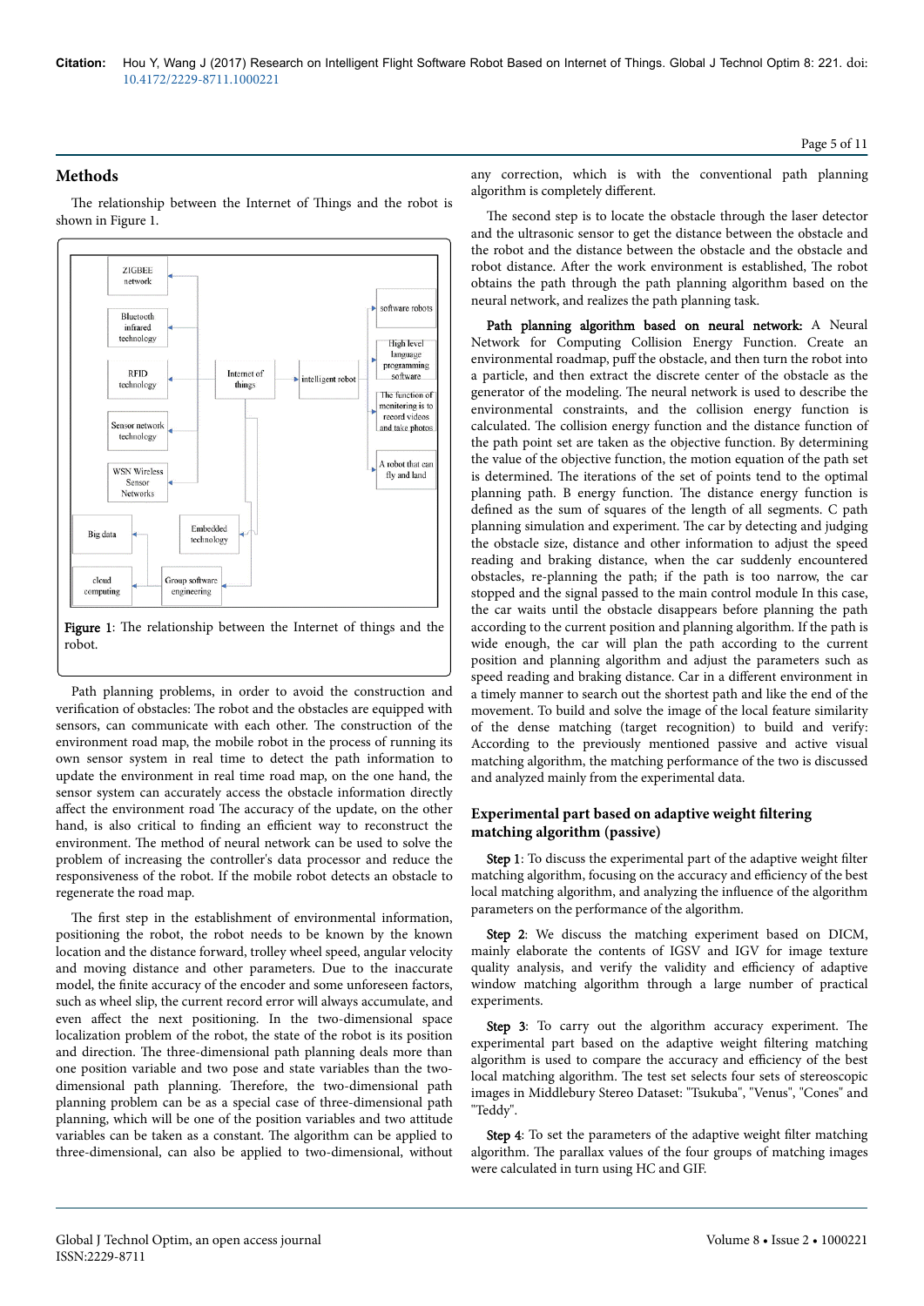## Methods

The relationship between the Internet of Things and the robot is shown in Figure 1.

**Figure 1**: The relationship between the Internet of things and the robot.

Path planning problems, in order to avoid the construction and verification of obstacles: The robot and the obstacles are equipped with sensors, can communicate with each other. The construction of the environment road map, the mobile robot in the process of running its own sensor system in real time to detect the path information to update the environment in real time road map, on the one hand, the sensor system can accurately access the obstacle information directly affect the environment road The accuracy of the update, on the other hand, is also critical to finding an efficient way to reconstruct the environment. The method of neural network can be used to solve the problem of increasing the controller's data processor and reduce the responsiveness of the robot. If the mobile robot detects an obstacle to regenerate the road map.

The first step in the establishment of environmental information, positioning the robot, the robot needs to be known by the known location and the distance forward, trolley wheel speed, angular velocity and moving distance and other parameters. Due to the inaccurate model, the finite accuracy of the encoder and some unforeseen factors, such as wheel slip, the current record error will always accumulate, and even affect the next positioning. In the two-dimensional space localization problem of the robot, the state of the robot is its position and direction. The three-dimensional path planning deals more than one position variable and two pose and state variables than the two-dimensional path planning. Therefore, the two-dimensional path planning problem can be as a special case of three-dimensional path planning, which will be one of the position variables and two attitude variables can be taken as a constant. The algorithm can be applied to three-dimensional, can also be applied to two-dimensional, without any correction, which is with the conventional path planning algorithm is completely different.

The second step is to locate the obstacle through the laser detector and the ultrasonic sensor to get the distance between the obstacle and the robot and the distance between the obstacle and the obstacle and robot distance. After the work environment is established, The robot obtains the path through the path planning algorithm based on the neural network, and realizes the path planning task.

**Path planning algorithm based on neural network:** A Neural Network for Computing Collision Energy Function. Create an environmental roadmap, puff the obstacle, and then turn the robot into a particle, and then extract the discrete center of the obstacle as the generator of the modeling. The neural network is used to describe the environmental constraints, and the collision energy function is calculated. The collision energy function and the distance function of the path point set are taken as the objective function. By determining the value of the objective function, the motion equation of the path set is determined. The iterations of the set of points tend to the optimal planning path. B energy function. The distance energy function is defined as the sum of squares of the length of all segments. C path planning simulation and experiment. The car by detecting and judging the obstacle size, distance and other information to adjust the speed reading and braking distance, when the car suddenly encountered obstacles, re-planning the path; if the path is too narrow, the car stopped and the signal passed to the main control module In this case, the car waits until the obstacle disappears before planning the path according to the current position and planning algorithm. If the path is wide enough, the car will plan the path according to the current position and planning algorithm and adjust the parameters such as speed reading and braking distance. Car in a different environment in a timely manner to search out the shortest path and like the end of the movement. To build and solve the image of the local feature similarity of the dense matching (target recognition) to build and verify: According to the previously mentioned passive and active visual matching algorithm, the matching performance of the two is discussed and analyzed mainly from the experimental data.

### Experimental part based on adaptive weight filtering matching algorithm (passive)

**Step 1**: To discuss the experimental part of the adaptive weight filter matching algorithm, focusing on the accuracy and efficiency of the best local matching algorithm, and analyzing the influence of the algorithm parameters on the performance of the algorithm.

**Step 2**: We discuss the matching experiment based on DICM, mainly elaborate the contents of IGSV and IGV for image texture quality analysis, and verify the validity and efficiency of adaptive window matching algorithm through a large number of practical experiments.

**Step 3**: To carry out the algorithm accuracy experiment. The experimental part based on the adaptive weight filtering matching algorithm is used to compare the accuracy and efficiency of the best local matching algorithm. The test set selects four sets of stereoscopic images in Middlebury Stereo Dataset: "Tsukuba", "Venus", "Cones" and "Teddy".

**Step 4**: To set the parameters of the adaptive weight filter matching algorithm. The parallax values of the four groups of matching images were calculated in turn using HC and GIF.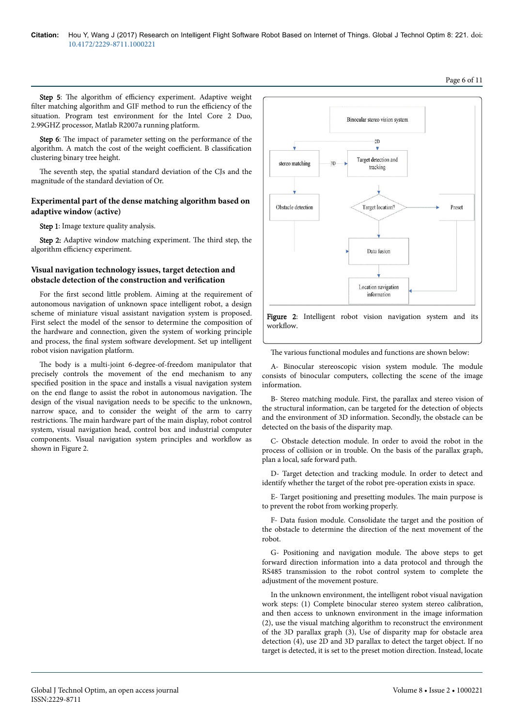**Step 5**: The algorithm of efficiency experiment. Adaptive weight filter matching algorithm and GIF method to run the efficiency of the situation. Program test environment for the Intel Core 2 Duo, 2.99GHZ processor, Matlab R2007a running platform.

**Step 6**: The impact of parameter setting on the performance of the algorithm. A match the cost of the weight coefficient. B classification clustering binary tree height.

The seventh step, the spatial standard deviation of the CJs and the magnitude of the standard deviation of Or.

## Experimental part of the dense matching algorithm based on adaptive window (active)

**Step 1**: Image texture quality analysis.

**Step 2:** Adaptive window matching experiment. The third step, the algorithm efficiency experiment.

## Visual navigation technology issues, target detection and obstacle detection of the construction and verification

For the first second little problem. Aiming at the requirement of autonomous navigation of unknown space intelligent robot, a design scheme of miniature visual assistant navigation system is proposed. First select the model of the sensor to determine the composition of the hardware and connection, given the system of working principle and process, the final system software development. Set up intelligent robot vision navigation platform.

The body is a multi-joint 6-degree-of-freedom manipulator that precisely controls the movement of the end mechanism to any specified position in the space and installs a visual navigation system on the end flange to assist the robot in autonomous navigation. The design of the visual navigation needs to be specific to the unknown, narrow space, and to consider the weight of the arm to carry restrictions. The main hardware part of the main display, robot control system, visual navigation head, control box and industrial computer components. Visual navigation system principles and workflow as shown in Figure 2.

Binocular stereo vision system

2D

stereo matching

3D

Target detection and tracking

Obstacle detection

Target location?

Preset

Data fusion

Location navigation information

**Figure 2**: Intelligent robot vision navigation system and its workflow.

The various functional modules and functions are shown below:

A- Binocular stereoscopic vision system module. The module consists of binocular computers, collecting the scene of the image information.

B- Stereo matching module. First, the parallax and stereo vision of the structural information, can be targeted for the detection of objects and the environment of 3D information. Secondly, the obstacle can be detected on the basis of the disparity map.

C- Obstacle detection module. In order to avoid the robot in the process of collision or in trouble. On the basis of the parallax graph, plan a local, safe forward path.

D- Target detection and tracking module. In order to detect and identify whether the target of the robot pre-operation exists in space.

E- Target positioning and presetting modules. The main purpose is to prevent the robot from working properly.

F- Data fusion module. Consolidate the target and the position of the obstacle to determine the direction of the next movement of the robot.

G- Positioning and navigation module. The above steps to get forward direction information into a data protocol and through the RS485 transmission to the robot control system to complete the adjustment of the movement posture.

In the unknown environment, the intelligent robot visual navigation work steps: (1) Complete binocular stereo system stereo calibration, and then access to unknown environment in the image information (2), use the visual matching algorithm to reconstruct the environment of the 3D parallax graph (3), Use of disparity map for obstacle area detection (4), use 2D and 3D parallax to detect the target object. If no target is detected, it is set to the preset motion direction. Instead, locate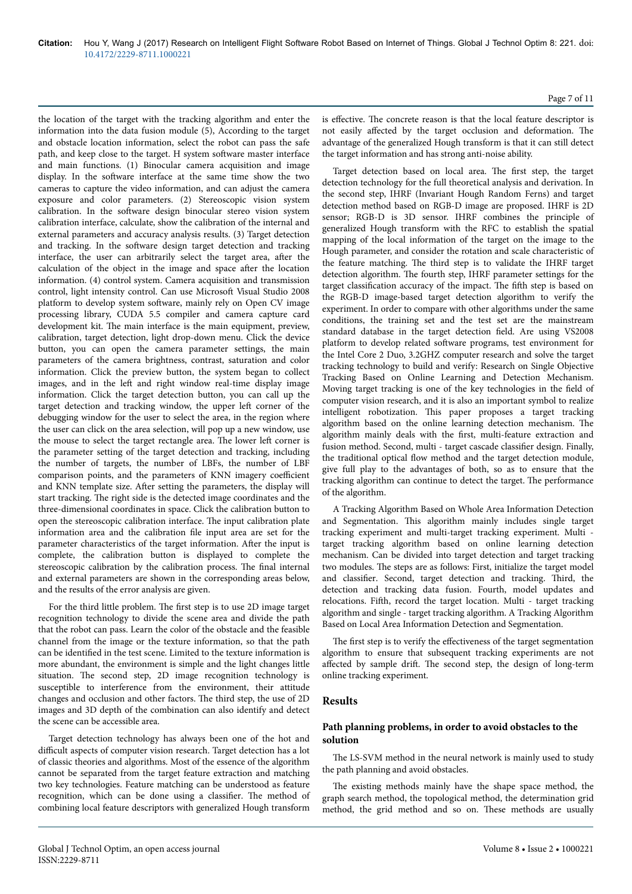the location of the target with the tracking algorithm and enter the information into the data fusion module (5), According to the target and obstacle location information, select the robot can pass the safe path, and keep close to the target. H system software master interface and main functions. (1) Binocular camera acquisition and image display. In the software interface at the same time show the two cameras to capture the video information, and can adjust the camera exposure and color parameters. (2) Stereoscopic vision system calibration. In the software design binocular stereo vision system calibration interface, calculate, show the calibration of the internal and external parameters and accuracy analysis results. (3) Target detection and tracking. In the software design target detection and tracking interface, the user can arbitrarily select the target area, after the calculation of the object in the image and space after the location information. (4) control system. Camera acquisition and transmission control, light intensity control. Can use Microsoft Visual Studio 2008 platform to develop system software, mainly rely on Open CV image processing library, CUDA 5.5 compiler and camera capture card development kit. The main interface is the main equipment, preview, calibration, target detection, light drop-down menu. Click the device button, you can open the camera parameter settings, the main parameters of the camera brightness, contrast, saturation and color information. Click the preview button, the system began to collect images, and in the left and right window real-time display image information. Click the target detection button, you can call up the target detection and tracking window, the upper left corner of the debugging window for the user to select the area, in the region where the user can click on the area selection, will pop up a new window, use the mouse to select the target rectangle area. The lower left corner is the parameter setting of the target detection and tracking, including the number of targets, the number of LBFs, the number of LBF comparison points, and the parameters of KNN imagery coefficient and KNN template size. After setting the parameters, the display will start tracking. The right side is the detected image coordinates and the three-dimensional coordinates in space. Click the calibration button to open the stereoscopic calibration interface. The input calibration plate information area and the calibration file input area are set for the parameter characteristics of the target information. After the input is complete, the calibration button is displayed to complete the stereoscopic calibration by the calibration process. The final internal and external parameters are shown in the corresponding areas below, and the results of the error analysis are given.

For the third little problem. The first step is to use 2D image target recognition technology to divide the scene area and divide the path that the robot can pass. Learn the color of the obstacle and the feasible channel from the image or the texture information, so that the path can be identified in the test scene. Limited to the texture information is more abundant, the environment is simple and the light changes little situation. The second step, 2D image recognition technology is susceptible to interference from the environment, their attitude changes and occlusion and other factors. The third step, the use of 2D images and 3D depth of the combination can also identify and detect the scene can be accessible area.

Target detection technology has always been one of the hot and difficult aspects of computer vision research. Target detection has a lot of classic theories and algorithms. Most of the essence of the algorithm cannot be separated from the target feature extraction and matching two key technologies. Feature matching can be understood as feature recognition, which can be done using a classifier. The method of combining local feature descriptors with generalized Hough transform is effective. The concrete reason is that the local feature descriptor is not easily affected by the target occlusion and deformation. The advantage of the generalized Hough transform is that it can still detect the target information and has strong anti-noise ability.

Target detection based on local area. The first step, the target detection technology for the full theoretical analysis and derivation. In the second step, IHRF (Invariant Hough Random Ferns) and target detection method based on RGB-D image are proposed. IHRF is 2D sensor; RGB-D is 3D sensor. IHRF combines the principle of generalized Hough transform with the RFC to establish the spatial mapping of the local information of the target on the image to the Hough parameter, and consider the rotation and scale characteristic of the feature matching. The third step is to validate the IHRF target detection algorithm. The fourth step, IHRF parameter settings for the target classification accuracy of the impact. The fifth step is based on the RGB-D image-based target detection algorithm to verify the experiment. In order to compare with other algorithms under the same conditions, the training set and the test set are the mainstream standard database in the target detection field. Are using VS2008 platform to develop related software programs, test environment for the Intel Core 2 Duo, 3.2GHZ computer research and solve the target tracking technology to build and verify: Research on Single Objective Tracking Based on Online Learning and Detection Mechanism. Moving target tracking is one of the key technologies in the field of computer vision research, and it is also an important symbol to realize intelligent robotization. This paper proposes a target tracking algorithm based on the online learning detection mechanism. The algorithm mainly deals with the first, multi-feature extraction and fusion method. Second, multi - target cascade classifier design. Finally, the traditional optical flow method and the target detection module, give full play to the advantages of both, so as to ensure that the tracking algorithm can continue to detect the target. The performance of the algorithm.

A Tracking Algorithm Based on Whole Area Information Detection and Segmentation. This algorithm mainly includes single target tracking experiment and multi-target tracking experiment. Multi - target tracking algorithm based on online learning detection mechanism. Can be divided into target detection and target tracking two modules. The steps are as follows: First, initialize the target model and classifier. Second, target detection and tracking. Third, the detection and tracking data fusion. Fourth, model updates and relocations. Fifth, record the target location. Multi - target tracking algorithm and single - target tracking algorithm. A Tracking Algorithm Based on Local Area Information Detection and Segmentation.

The first step is to verify the effectiveness of the target segmentation algorithm to ensure that subsequent tracking experiments are not affected by sample drift. The second step, the design of long-term online tracking experiment.

## Results

### Path planning problems, in order to avoid obstacles to the solution

The LS-SVM method in the neural network is mainly used to study the path planning and avoid obstacles.

The existing methods mainly have the shape space method, the graph search method, the topological method, the determination grid method, the grid method and so on. These methods are usually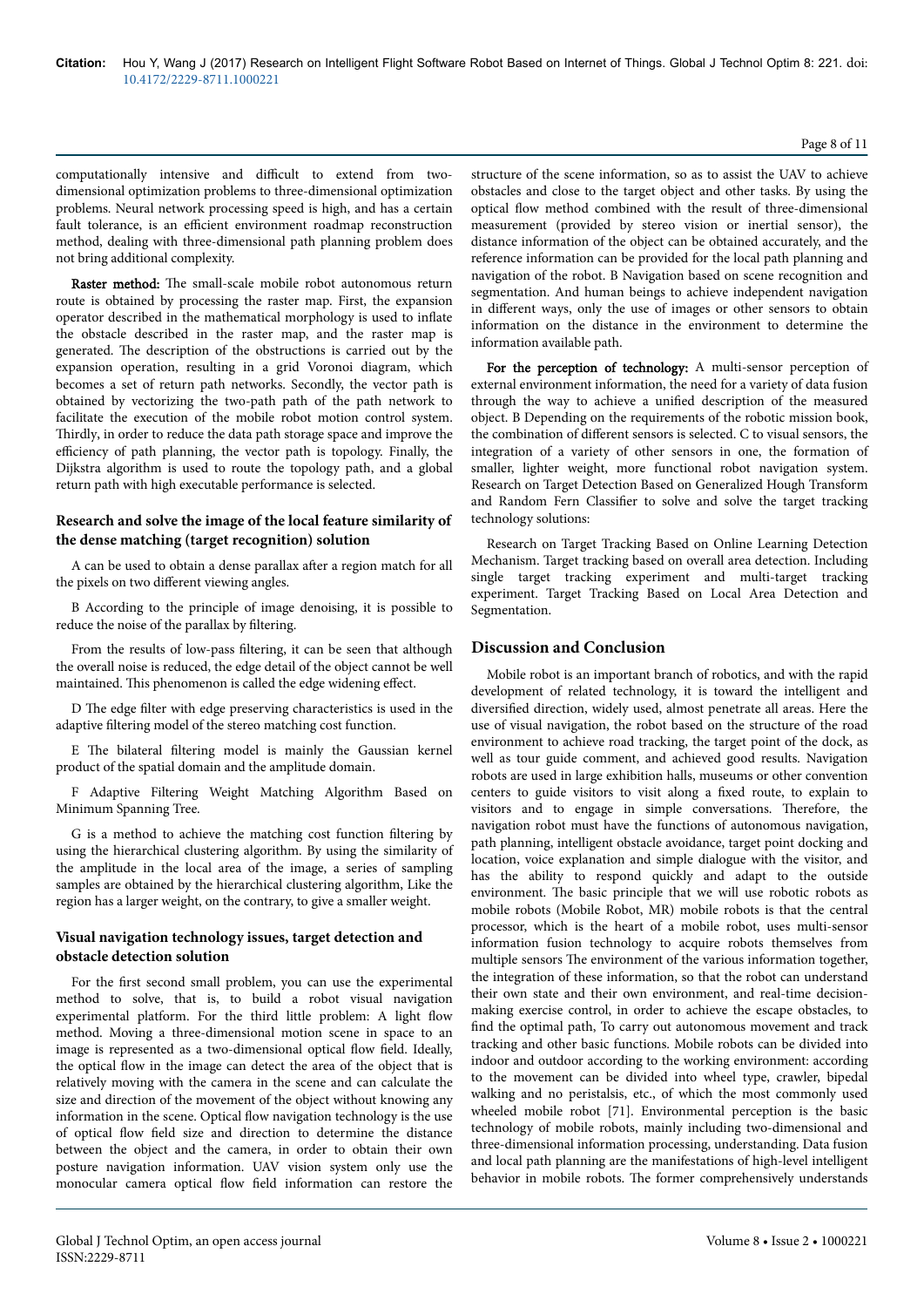computationally intensive and difficult to extend from two-dimensional optimization problems to three-dimensional optimization problems. Neural network processing speed is high, and has a certain fault tolerance, is an efficient environment roadmap reconstruction method, dealing with three-dimensional path planning problem does not bring additional complexity.

**Raster method:** The small-scale mobile robot autonomous return route is obtained by processing the raster map. First, the expansion operator described in the mathematical morphology is used to inflate the obstacle described in the raster map, and the raster map is generated. The description of the obstructions is carried out by the expansion operation, resulting in a grid Voronoi diagram, which becomes a set of return path networks. Secondly, the vector path is obtained by vectorizing the two-path path of the path network to facilitate the execution of the mobile robot motion control system. Thirdly, in order to reduce the data path storage space and improve the efficiency of path planning, the vector path is topology. Finally, the Dijkstra algorithm is used to route the topology path, and a global return path with high executable performance is selected.

### Research and solve the image of the local feature similarity of the dense matching (target recognition) solution

A can be used to obtain a dense parallax after a region match for all the pixels on two different viewing angles.

B According to the principle of image denoising, it is possible to reduce the noise of the parallax by filtering.

From the results of low-pass filtering, it can be seen that although the overall noise is reduced, the edge detail of the object cannot be well maintained. This phenomenon is called the edge widening effect.

D The edge filter with edge preserving characteristics is used in the adaptive filtering model of the stereo matching cost function.

E The bilateral filtering model is mainly the Gaussian kernel product of the spatial domain and the amplitude domain.

F Adaptive Filtering Weight Matching Algorithm Based on Minimum Spanning Tree.

G is a method to achieve the matching cost function filtering by using the hierarchical clustering algorithm. By using the similarity of the amplitude in the local area of the image, a series of sampling samples are obtained by the hierarchical clustering algorithm, Like the region has a larger weight, on the contrary, to give a smaller weight.

### Visual navigation technology issues, target detection and obstacle detection solution

For the first second small problem, you can use the experimental method to solve, that is, to build a robot visual navigation experimental platform. For the third little problem: A light flow method. Moving a three-dimensional motion scene in space to an image is represented as a two-dimensional optical flow field. Ideally, the optical flow in the image can detect the area of the object that is relatively moving with the camera in the scene and can calculate the size and direction of the movement of the object without knowing any information in the scene. Optical flow navigation technology is the use of optical flow field size and direction to determine the distance between the object and the camera, in order to obtain their own posture navigation information. UAV vision system only use the monocular camera optical flow field information can restore the structure of the scene information, so as to assist the UAV to achieve obstacles and close to the target object and other tasks. By using the optical flow method combined with the result of three-dimensional measurement (provided by stereo vision or inertial sensor), the distance information of the object can be obtained accurately, and the reference information can be provided for the local path planning and navigation of the robot. B Navigation based on scene recognition and segmentation. And human beings to achieve independent navigation in different ways, only the use of images or other sensors to obtain information on the distance in the environment to determine the information available path.

**For the perception of technology:** A multi-sensor perception of external environment information, the need for a variety of data fusion through the way to achieve a unified description of the measured object. B Depending on the requirements of the robotic mission book, the combination of different sensors is selected. C to visual sensors, the integration of a variety of other sensors in one, the formation of smaller, lighter weight, more functional robot navigation system. Research on Target Detection Based on Generalized Hough Transform and Random Fern Classifier to solve and solve the target tracking technology solutions:

Research on Target Tracking Based on Online Learning Detection Mechanism. Target tracking based on overall area detection. Including single target tracking experiment and multi-target tracking experiment. Target Tracking Based on Local Area Detection and Segmentation.

## Discussion and Conclusion

Mobile robot is an important branch of robotics, and with the rapid development of related technology, it is toward the intelligent and diversified direction, widely used, almost penetrate all areas. Here the use of visual navigation, the robot based on the structure of the road environment to achieve road tracking, the target point of the dock, as well as tour guide comment, and achieved good results. Navigation robots are used in large exhibition halls, museums or other convention centers to guide visitors to visit along a fixed route, to explain to visitors and to engage in simple conversations. Therefore, the navigation robot must have the functions of autonomous navigation, path planning, intelligent obstacle avoidance, target point docking and location, voice explanation and simple dialogue with the visitor, and has the ability to respond quickly and adapt to the outside environment. The basic principle that we will use robotic robots as mobile robots (Mobile Robot, MR) mobile robots is that the central processor, which is the heart of a mobile robot, uses multi-sensor information fusion technology to acquire robots themselves from multiple sensors The environment of the various information together, the integration of these information, so that the robot can understand their own state and their own environment, and real-time decision-making exercise control, in order to achieve the escape obstacles, to find the optimal path, To carry out autonomous movement and track tracking and other basic functions. Mobile robots can be divided into indoor and outdoor according to the working environment: according to the movement can be divided into wheel type, crawler, bipedal walking and no peristalsis, etc., of which the most commonly used wheeled mobile robot [71]. Environmental perception is the basic technology of mobile robots, mainly including two-dimensional and three-dimensional information processing, understanding. Data fusion and local path planning are the manifestations of high-level intelligent behavior in mobile robots. The former comprehensively understands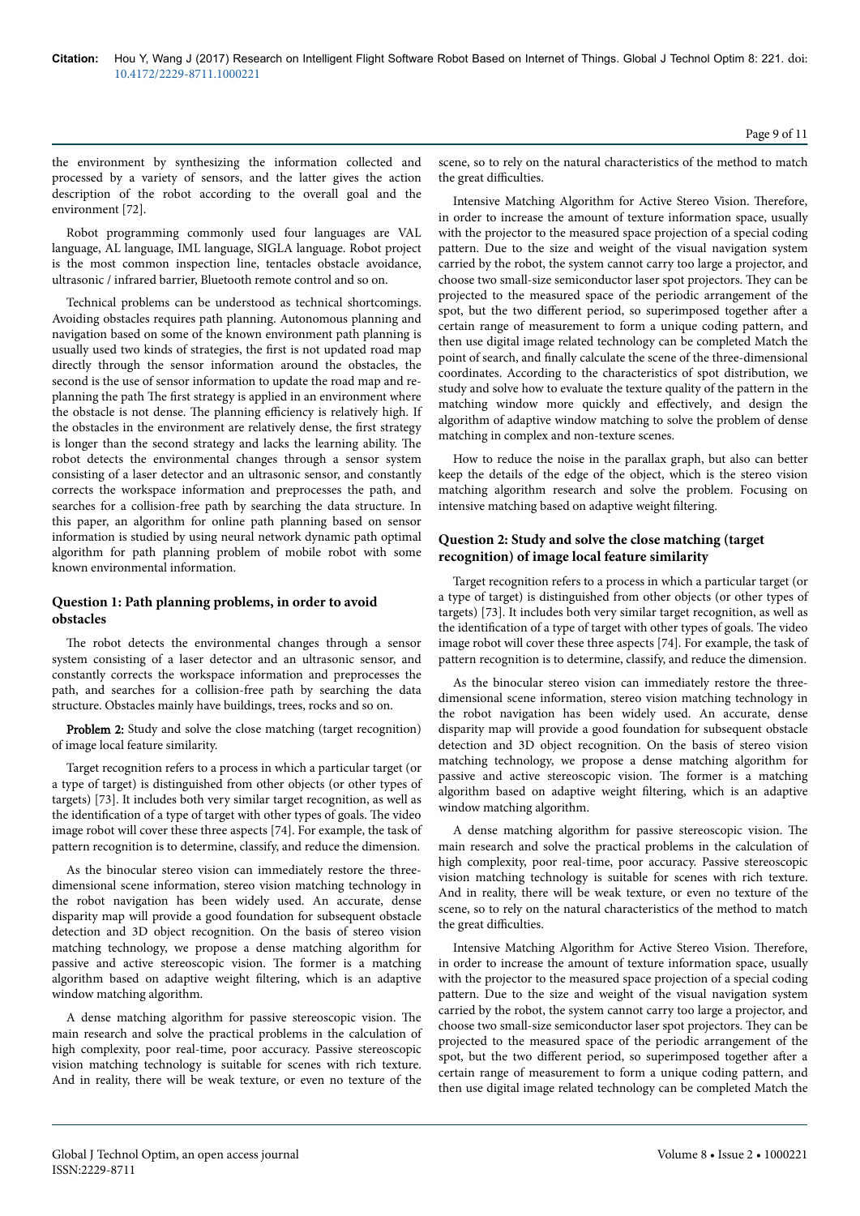the environment by synthesizing the information collected and processed by a variety of sensors, and the latter gives the action description of the robot according to the overall goal and the environment [72].

Robot programming commonly used four languages are VAL language, AL language, IML language, SIGLA language. Robot project is the most common inspection line, tentacles obstacle avoidance, ultrasonic / infrared barrier, Bluetooth remote control and so on.

Technical problems can be understood as technical shortcomings. Avoiding obstacles requires path planning. Autonomous planning and navigation based on some of the known environment path planning is usually used two kinds of strategies, the first is not updated road map directly through the sensor information around the obstacles, the second is the use of sensor information to update the road map and re-planning the path The first strategy is applied in an environment where the obstacle is not dense. The planning efficiency is relatively high. If the obstacles in the environment are relatively dense, the first strategy is longer than the second strategy and lacks the learning ability. The robot detects the environmental changes through a sensor system consisting of a laser detector and an ultrasonic sensor, and constantly corrects the workspace information and preprocesses the path, and searches for a collision-free path by searching the data structure. In this paper, an algorithm for online path planning based on sensor information is studied by using neural network dynamic path optimal algorithm for path planning problem of mobile robot with some known environmental information.

### Question 1: Path planning problems, in order to avoid obstacles

The robot detects the environmental changes through a sensor system consisting of a laser detector and an ultrasonic sensor, and constantly corrects the workspace information and preprocesses the path, and searches for a collision-free path by searching the data structure. Obstacles mainly have buildings, trees, rocks and so on.

**Problem 2:** Study and solve the close matching (target recognition) of image local feature similarity.

Target recognition refers to a process in which a particular target (or a type of target) is distinguished from other objects (or other types of targets) [73]. It includes both very similar target recognition, as well as the identification of a type of target with other types of goals. The video image robot will cover these three aspects [74]. For example, the task of pattern recognition is to determine, classify, and reduce the dimension.

As the binocular stereo vision can immediately restore the three-dimensional scene information, stereo vision matching technology in the robot navigation has been widely used. An accurate, dense disparity map will provide a good foundation for subsequent obstacle detection and 3D object recognition. On the basis of stereo vision matching technology, we propose a dense matching algorithm for passive and active stereoscopic vision. The former is a matching algorithm based on adaptive weight filtering, which is an adaptive window matching algorithm.

A dense matching algorithm for passive stereoscopic vision. The main research and solve the practical problems in the calculation of high complexity, poor real-time, poor accuracy. Passive stereoscopic vision matching technology is suitable for scenes with rich texture. And in reality, there will be weak texture, or even no texture of the scene, so to rely on the natural characteristics of the method to match the great difficulties.

Intensive Matching Algorithm for Active Stereo Vision. Therefore, in order to increase the amount of texture information space, usually with the projector to the measured space projection of a special coding pattern. Due to the size and weight of the visual navigation system carried by the robot, the system cannot carry too large a projector, and choose two small-size semiconductor laser spot projectors. They can be projected to the measured space of the periodic arrangement of the spot, but the two different period, so superimposed together after a certain range of measurement to form a unique coding pattern, and then use digital image related technology can be completed Match the point of search, and finally calculate the scene of the three-dimensional coordinates. According to the characteristics of spot distribution, we study and solve how to evaluate the texture quality of the pattern in the matching window more quickly and effectively, and design the algorithm of adaptive window matching to solve the problem of dense matching in complex and non-texture scenes.

How to reduce the noise in the parallax graph, but also can better keep the details of the edge of the object, which is the stereo vision matching algorithm research and solve the problem. Focusing on intensive matching based on adaptive weight filtering.

### Question 2: Study and solve the close matching (target recognition) of image local feature similarity

Target recognition refers to a process in which a particular target (or a type of target) is distinguished from other objects (or other types of targets) [73]. It includes both very similar target recognition, as well as the identification of a type of target with other types of goals. The video image robot will cover these three aspects [74]. For example, the task of pattern recognition is to determine, classify, and reduce the dimension.

As the binocular stereo vision can immediately restore the three-dimensional scene information, stereo vision matching technology in the robot navigation has been widely used. An accurate, dense disparity map will provide a good foundation for subsequent obstacle detection and 3D object recognition. On the basis of stereo vision matching technology, we propose a dense matching algorithm for passive and active stereoscopic vision. The former is a matching algorithm based on adaptive weight filtering, which is an adaptive window matching algorithm.

A dense matching algorithm for passive stereoscopic vision. The main research and solve the practical problems in the calculation of high complexity, poor real-time, poor accuracy. Passive stereoscopic vision matching technology is suitable for scenes with rich texture. And in reality, there will be weak texture, or even no texture of the scene, so to rely on the natural characteristics of the method to match the great difficulties.

Intensive Matching Algorithm for Active Stereo Vision. Therefore, in order to increase the amount of texture information space, usually with the projector to the measured space projection of a special coding pattern. Due to the size and weight of the visual navigation system carried by the robot, the system cannot carry too large a projector, and choose two small-size semiconductor laser spot projectors. They can be projected to the measured space of the periodic arrangement of the spot, but the two different period, so superimposed together after a certain range of measurement to form a unique coding pattern, and then use digital image related technology can be completed Match the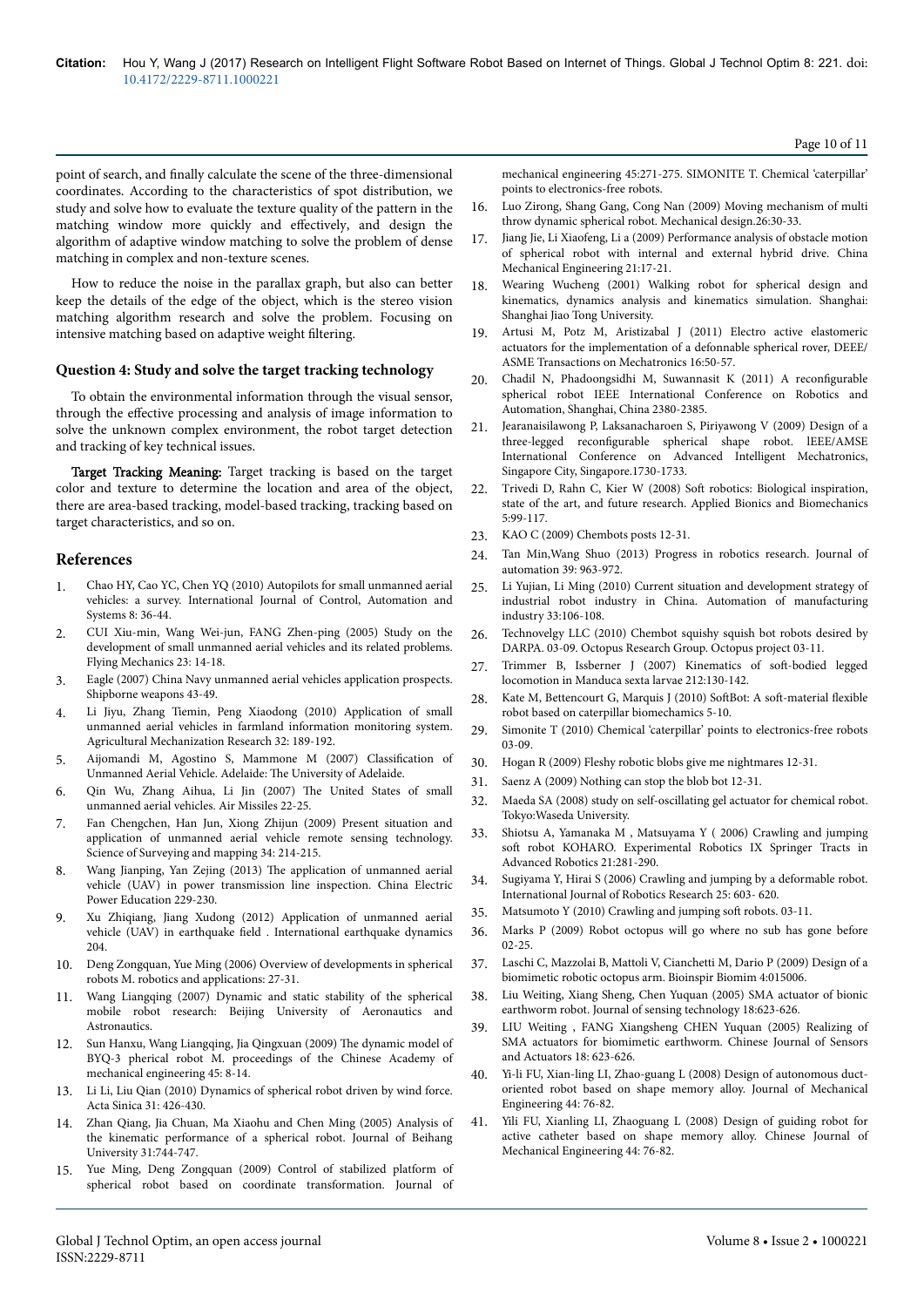point of search, and finally calculate the scene of the three-dimensional coordinates. According to the characteristics of spot distribution, we study and solve how to evaluate the texture quality of the pattern in the matching window more quickly and effectively, and design the algorithm of adaptive window matching to solve the problem of dense matching in complex and non-texture scenes.

How to reduce the noise in the parallax graph, but also can better keep the details of the edge of the object, which is the stereo vision matching algorithm research and solve the problem. Focusing on intensive matching based on adaptive weight filtering.

### Question 4: Study and solve the target tracking technology

To obtain the environmental information through the visual sensor, through the effective processing and analysis of image information to solve the unknown complex environment, the robot target detection and tracking of key technical issues.

**Target Tracking Meaning:** Target tracking is based on the target color and texture to determine the location and area of the object, there are area-based tracking, model-based tracking, tracking based on target characteristics, and so on.

## References

1. Chao HY, Cao YC, Chen YQ (2010) Autopilots for small unmanned aerial vehicles: a survey. International Journal of Control, Automation and Systems 8: 36-44.
2. CUI Xiu-min, Wang Wei-jun, FANG Zhen-ping (2005) Study on the development of small unmanned aerial vehicles and its related problems. Flying Mechanics 23: 14-18.
3. Eagle (2007) China Navy unmanned aerial vehicles application prospects. Shipborne weapons 43-49.
4. Li Jiyu, Zhang Tiemin, Peng Xiaodong (2010) Application of small unmanned aerial vehicles in farmland information monitoring system. Agricultural Mechanization Research 32: 189-192.
5. Aijomandi M, Agostino S, Mammone M (2007) Classification of Unmanned Aerial Vehicle. Adelaide: The University of Adelaide.
6. Qin Wu, Zhang Aihua, Li Jin (2007) The United States of small unmanned aerial vehicles. Air Missiles 22-25.
7. Fan Chengchen, Han Jun, Xiong Zhijun (2009) Present situation and application of unmanned aerial vehicle remote sensing technology. Science of Surveying and mapping 34: 214-215.
8. Wang Jianping, Yan Zejing (2013) The application of unmanned aerial vehicle (UAV) in power transmission line inspection. China Electric Power Education 229-230.
9. Xu Zhiqiang, Jiang Xudong (2012) Application of unmanned aerial vehicle (UAV) in earthquake field . International earthquake dynamics 204.
10. Deng Zongquan, Yue Ming (2006) Overview of developments in spherical robots M. robotics and applications: 27-31.
11. Wang Liangqing (2007) Dynamic and static stability of the spherical mobile robot research: Beijing University of Aeronautics and Astronautics.
12. Sun Hanxu, Wang Liangqing, Jia Qingxuan (2009) The dynamic model of BYQ-3 pherical robot M. proceedings of the Chinese Academy of mechanical engineering 45: 8-14.
13. Li Li, Liu Qian (2010) Dynamics of spherical robot driven by wind force. Acta Sinica 31: 426-430.
14. Zhan Qiang, Jia Chuan, Ma Xiaohu and Chen Ming (2005) Analysis of the kinematic performance of a spherical robot. Journal of Beihang University 31:744-747.
15. Yue Ming, Deng Zongquan (2009) Control of stabilized platform of spherical robot based on coordinate transformation. Journal of mechanical engineering 45:271-275. SIMONITE T. Chemical 'caterpillar' points to electronics-free robots.
16. Luo Zirong, Shang Gang, Cong Nan (2009) Moving mechanism of multi throw dynamic spherical robot. Mechanical design.26:30-33.
17. Jiang Jie, Li Xiaofeng, Li a (2009) Performance analysis of obstacle motion of spherical robot with internal and external hybrid drive. China Mechanical Engineering 21:17-21.
18. Wearing Wucheng (2001) Walking robot for spherical design and kinematics, dynamics analysis and kinematics simulation. Shanghai: Shanghai Jiao Tong University.
19. Artusi M, Potz M, Aristizabal J (2011) Electro active elastomeric actuators for the implementation of a defonnable spherical rover, DEEE/ ASME Transactions on Mechatronics 16:50-57.
20. Chadil N, Phadoongsidhi M, Suwannasit K (2011) A reconfigurable spherical robot IEEE International Conference on Robotics and Automation, Shanghai, China 2380-2385.
21. Jearanaisilawong P, Laksanacharoen S, Piriyawong V (2009) Design of a three-legged reconfigurable spherical shape robot. IEEE/AMSE International Conference on Advanced Intelligent Mechatronics, Singapore City, Singapore.1730-1733.
22. Trivedi D, Rahn C, Kier W (2008) Soft robotics: Biological inspiration, state of the art, and future research. Applied Bionics and Biomechanics 5:99-117.
23. KAO C (2009) Chembots posts 12-31.
24. Tan Min,Wang Shuo (2013) Progress in robotics research. Journal of automation 39: 963-972.
25. Li Yujian, Li Ming (2010) Current situation and development strategy of industrial robot industry in China. Automation of manufacturing industry 33:106-108.
26. Technovelgy LLC (2010) Chembot squishy squish bot robots desired by DARPA. 03-09. Octopus Research Group. Octopus project 03-11.
27. Trimmer B, Issberner J (2007) Kinematics of soft-bodied legged locomotion in Manduca sexta larvae 212:130-142.
28. Kate M, Bettencourt G, Marquis J (2010) SoftBot: A soft-material flexible robot based on caterpillar biomechanics 5-10.
29. Simonite T (2010) Chemical 'caterpillar' points to electronics-free robots 03-09.
30. Hogan R (2009) Fleshy robotic blobs give me nightmares 12-31.
31. Saenz A (2009) Nothing can stop the blob bot 12-31.
32. Maeda SA (2008) study on self-oscillating gel actuator for chemical robot. Tokyo:Waseda University.
33. Shiotsu A, Yamanaka M , Matsuyama Y ( 2006) Crawling and jumping soft robot KOHARO. Experimental Robotics IX Springer Tracts in Advanced Robotics 21:281-290.
34. Sugiyama Y, Hirai S (2006) Crawling and jumping by a deformable robot. International Journal of Robotics Research 25: 603- 620.
35. Matsumoto Y (2010) Crawling and jumping soft robots. 03-11.
36. Marks P (2009) Robot octopus will go where no sub has gone before 02-25.
37. Laschi C, Mazzolai B, Mattoli V, Cianchetti M, Dario P (2009) Design of a biomimetic robotic octopus arm. Bioinspir Biomim 4:015006.
38. Liu Weiting, Xiang Sheng, Chen Yuquan (2005) SMA actuator of bionic earthworm robot. Journal of sensing technology 18:623-626.
39. LIU Weiting , FANG Xiangsheng CHEN Yuquan (2005) Realizing of SMA actuators for biomimetic earthworm. Chinese Journal of Sensors and Actuators 18: 623-626.
40. Yi-li FU, Xian-ling LI, Zhao-guang L (2008) Design of autonomous duct-oriented robot based on shape memory alloy. Journal of Mechanical Engineering 44: 76-82.
41. Yili FU, Xianling LI, Zhaoguang L (2008) Design of guiding robot for active catheter based on shape memory alloy. Chinese Journal of Mechanical Engineering 44: 76-82.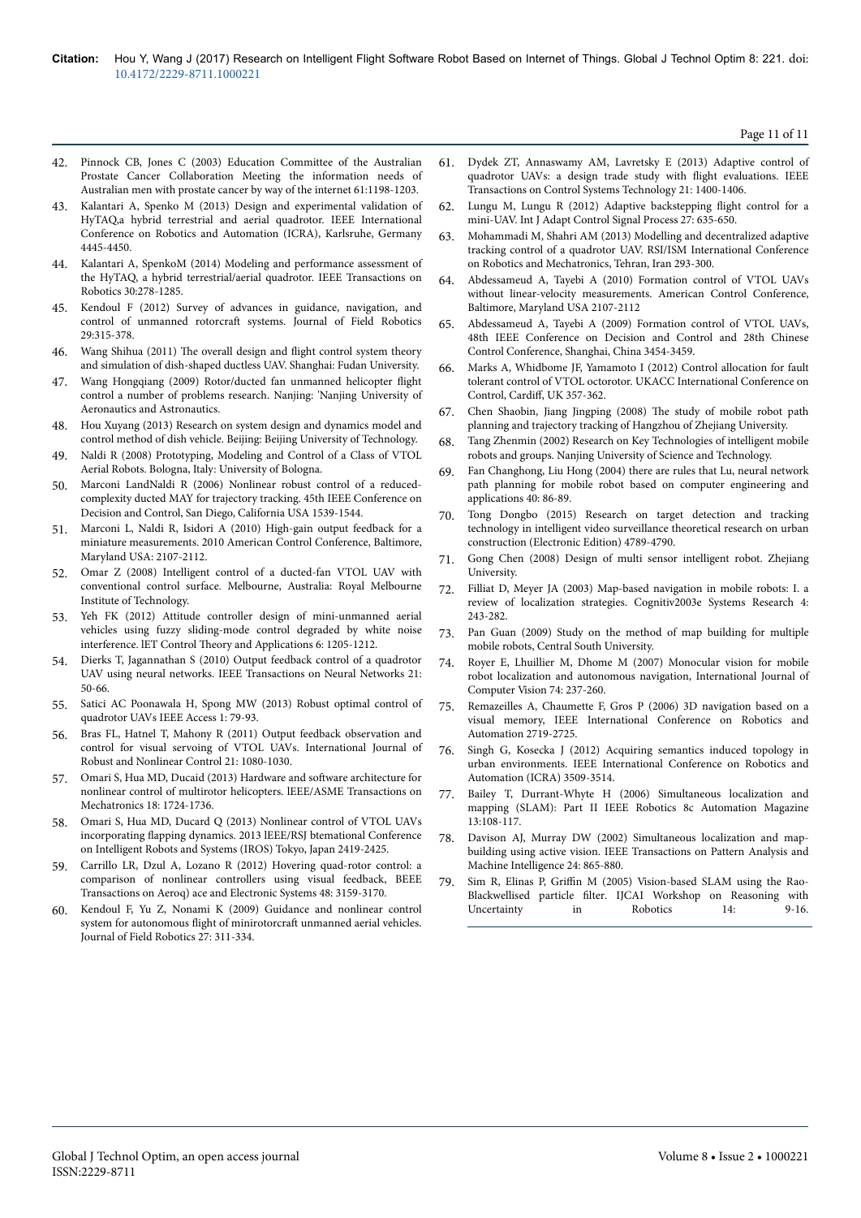42. Pinnock CB, Jones C (2003) Education Committee of the Australian Prostate Cancer Collaboration Meeting the information needs of Australian men with prostate cancer by way of the internet 61:1198-1203.
43. Kalantari A, Spenko M (2013) Design and experimental validation of HyTAQ,a hybrid terrestrial and aerial quadrotor. IEEE International Conference on Robotics and Automation (ICRA), Karlsruhe, Germany 4445-4450.
44. Kalantari A, SpenkoM (2014) Modeling and performance assessment of the HyTAQ, a hybrid terrestrial/aerial quadrotor. IEEE Transactions on Robotics 30:278-1285.
45. Kendoul F (2012) Survey of advances in guidance, navigation, and control of unmanned rotorcraft systems. Journal of Field Robotics 29:315-378.
46. Wang Shihua (2011) The overall design and flight control system theory and simulation of dish-shaped ductless UAV. Shanghai: Fudan University.
47. Wang Hongqiang (2009) Rotor/ducted fan unmanned helicopter flight control a number of problems research. Nanjing: 'Nanjing University of Aeronautics and Astronautics.
48. Hou Xuyang (2013) Research on system design and dynamics model and control method of dish vehicle. Beijing: Beijing University of Technology.
49. Naldi R (2008) Prototyping, Modeling and Control of a Class of VTOL Aerial Robots. Bologna, Italy: University of Bologna.
50. Marconi LandNaldi R (2006) Nonlinear robust control of a reduced-complexity ducted MAY for trajectory tracking. 45th IEEE Conference on Decision and Control, San Diego, California USA 1539-1544.
51. Marconi L, Naldi R, Isidori A (2010) High-gain output feedback for a miniature measurements. 2010 American Control Conference, Baltimore, Maryland USA: 2107-2112.
52. Omar Z (2008) Intelligent control of a ducted-fan VTOL UAV with conventional control surface. Melbourne, Australia: Royal Melbourne Institute of Technology.
53. Yeh FK (2012) Attitude controller design of mini-unmanned aerial vehicles using fuzzy sliding-mode control degraded by white noise interference. lET Control Theory and Applications 6: 1205-1212.
54. Dierks T, Jagannathan S (2010) Output feedback control of a quadrotor UAV using neural networks. IEEE Transactions on Neural Networks 21: 50-66.
55. Satici AC Poonawala H, Spong MW (2013) Robust optimal control of quadrotor UAVs IEEE Access 1: 79-93.
56. Bras FL, Hatnel T, Mahony R (2011) Output feedback observation and control for visual servoing of VTOL UAVs. International Journal of Robust and Nonlinear Control 21: 1080-1030.
57. Omari S, Hua MD, Ducaid (2013) Hardware and software architecture for nonlinear control of multirotor helicopters. lEEE/ASME Transactions on Mechatronics 18: 1724-1736.
58. Omari S, Hua MD, Ducard Q (2013) Nonlinear control of VTOL UAVs incorporating flapping dynamics. 2013 lEEE/RSJ btemational Conference on Intelligent Robots and Systems (IROS) Tokyo, Japan 2419-2425.
59. Carrillo LR, Dzul A, Lozano R (2012) Hovering quad-rotor control: a comparison of nonlinear controllers using visual feedback, BEEE Transactions on Aeroq) ace and Electronic Systems 48: 3159-3170.
60. Kendoul F, Yu Z, Nonami K (2009) Guidance and nonlinear control system for autonomous flight of minirotorcraft unmanned aerial vehicles. Journal of Field Robotics 27: 311-334.
61. Dydek ZT, Annaswamy AM, Lavretsky E (2013) Adaptive control of quadrotor UAVs: a design trade study with flight evaluations. IEEE Transactions on Control Systems Technology 21: 1400-1406.
62. Lungu M, Lungu R (2012) Adaptive backstepping flight control for a mini-UAV. Int J Adapt Control Signal Process 27: 635-650.
63. Mohammadi M, Shahri AM (2013) Modelling and decentralized adaptive tracking control of a quadrotor UAV. RSI/ISM International Conference on Robotics and Mechatronics, Tehran, Iran 293-300.
64. Abdessameud A, Tayebi A (2010) Formation control of VTOL UAVs without linear-velocity measurements. American Control Conference, Baltimore, Maryland USA 2107-2112
65. Abdessameud A, Tayebi A (2009) Formation control of VTOL UAVs, 48th IEEE Conference on Decision and Control and 28th Chinese Control Conference, Shanghai, China 3454-3459.
66. Marks A, Whidbome JF, Yamamoto I (2012) Control allocation for fault tolerant control of VTOL octorotor. UKACC International Conference on Control, Cardiff, UK 357-362.
67. Chen Shaobin, Jiang Jingping (2008) The study of mobile robot path planning and trajectory tracking of Hangzhou of Zhejiang University.
68. Tang Zhenmin (2002) Research on Key Technologies of intelligent mobile robots and groups. Nanjing University of Science and Technology.
69. Fan Changhong, Liu Hong (2004) there are rules that Lu, neural network path planning for mobile robot based on computer engineering and applications 40: 86-89.
70. Tong Dongbo (2015) Research on target detection and tracking technology in intelligent video surveillance theoretical research on urban construction (Electronic Edition) 4789-4790.
71. Gong Chen (2008) Design of multi sensor intelligent robot. Zhejiang University.
72. Filliat D, Meyer JA (2003) Map-based navigation in mobile robots: I. a review of localization strategies. Cognitiv2003e Systems Research 4: 243-282.
73. Pan Guan (2009) Study on the method of map building for multiple mobile robots, Central South University.
74. Royer E, Lhuillier M, Dhome M (2007) Monocular vision for mobile robot localization and autonomous navigation, International Journal of Computer Vision 74: 237-260.
75. Remazeilles A, Chaumette F, Gros P (2006) 3D navigation based on a visual memory, IEEE International Conference on Robotics and Automation 2719-2725.
76. Singh G, Kosecka J (2012) Acquiring semantics induced topology in urban environments. IEEE International Conference on Robotics and Automation (ICRA) 3509-3514.
77. Bailey T, Durrant-Whyte H (2006) Simultaneous localization and mapping (SLAM): Part II IEEE Robotics 8c Automation Magazine 13:108-117.
78. Davison AJ, Murray DW (2002) Simultaneous localization and map-building using active vision. IEEE Transactions on Pattern Analysis and Machine Intelligence 24: 865-880.
79. Sim R, Elinas P, Griffin M (2005) Vision-based SLAM using the Rao-Blackwellised particle filter. IJCAI Workshop on Reasoning with Uncertainty in Robotics 14: 9-16.